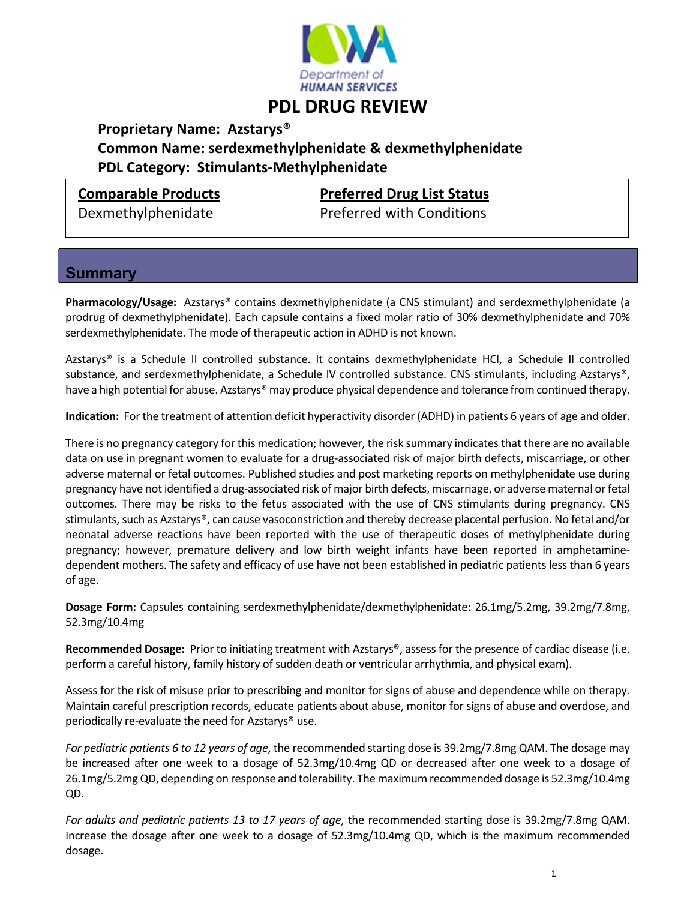# PDL DRUG REVIEW

**Proprietary Name: Azstarys®**
**Common Name: serdexmethylphenidate & dexmethylphenidate**
**PDL Category: Stimulants-Methylphenidate**

| **Comparable Products** | **Preferred Drug List Status** |
|---|---|
| Dexmethylphenidate | Preferred with Conditions |

## Summary

**Pharmacology/Usage:** Azstarys® contains dexmethylphenidate (a CNS stimulant) and serdexmethylphenidate (a prodrug of dexmethylphenidate). Each capsule contains a fixed molar ratio of 30% dexmethylphenidate and 70% serdexmethylphenidate. The mode of therapeutic action in ADHD is not known.

Azstarys® is a Schedule II controlled substance. It contains dexmethylphenidate HCl, a Schedule II controlled substance, and serdexmethylphenidate, a Schedule IV controlled substance. CNS stimulants, including Azstarys®, have a high potential for abuse. Azstarys® may produce physical dependence and tolerance from continued therapy.

**Indication:** For the treatment of attention deficit hyperactivity disorder (ADHD) in patients 6 years of age and older.

There is no pregnancy category for this medication; however, the risk summary indicates that there are no available data on use in pregnant women to evaluate for a drug-associated risk of major birth defects, miscarriage, or other adverse maternal or fetal outcomes. Published studies and post marketing reports on methylphenidate use during pregnancy have not identified a drug-associated risk of major birth defects, miscarriage, or adverse maternal or fetal outcomes. There may be risks to the fetus associated with the use of CNS stimulants during pregnancy. CNS stimulants, such as Azstarys®, can cause vasoconstriction and thereby decrease placental perfusion. No fetal and/or neonatal adverse reactions have been reported with the use of therapeutic doses of methylphenidate during pregnancy; however, premature delivery and low birth weight infants have been reported in amphetamine-dependent mothers. The safety and efficacy of use have not been established in pediatric patients less than 6 years of age.

**Dosage Form:** Capsules containing serdexmethylphenidate/dexmethylphenidate: 26.1mg/5.2mg, 39.2mg/7.8mg, 52.3mg/10.4mg

**Recommended Dosage:** Prior to initiating treatment with Azstarys®, assess for the presence of cardiac disease (i.e. perform a careful history, family history of sudden death or ventricular arrhythmia, and physical exam).

Assess for the risk of misuse prior to prescribing and monitor for signs of abuse and dependence while on therapy. Maintain careful prescription records, educate patients about abuse, monitor for signs of abuse and overdose, and periodically re-evaluate the need for Azstarys® use.

*For pediatric patients 6 to 12 years of age*, the recommended starting dose is 39.2mg/7.8mg QAM. The dosage may be increased after one week to a dosage of 52.3mg/10.4mg QD or decreased after one week to a dosage of 26.1mg/5.2mg QD, depending on response and tolerability. The maximum recommended dosage is 52.3mg/10.4mg QD.

*For adults and pediatric patients 13 to 17 years of age*, the recommended starting dose is 39.2mg/7.8mg QAM. Increase the dosage after one week to a dosage of 52.3mg/10.4mg QD, which is the maximum recommended dosage.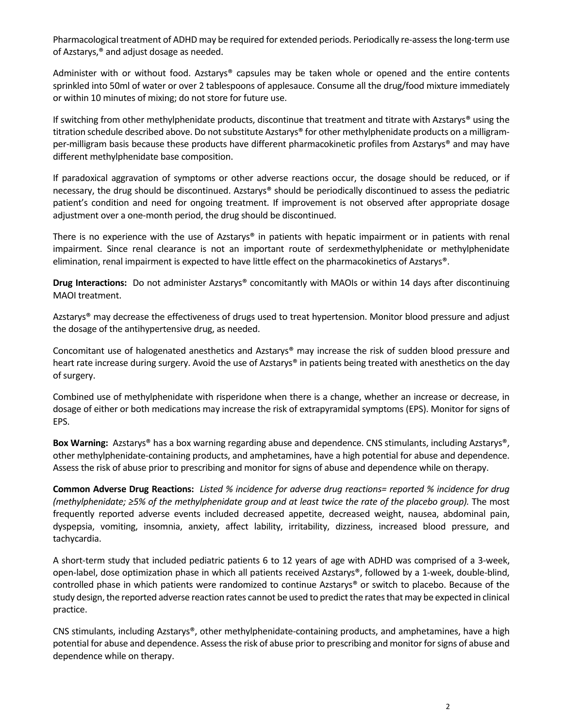Pharmacological treatment of ADHD may be required for extended periods. Periodically re-assess the long-term use of Azstarys,® and adjust dosage as needed.

Administer with or without food. Azstarys® capsules may be taken whole or opened and the entire contents sprinkled into 50ml of water or over 2 tablespoons of applesauce. Consume all the drug/food mixture immediately or within 10 minutes of mixing; do not store for future use.

If switching from other methylphenidate products, discontinue that treatment and titrate with Azstarys® using the titration schedule described above. Do not substitute Azstarys® for other methylphenidate products on a milligram-per-milligram basis because these products have different pharmacokinetic profiles from Azstarys® and may have different methylphenidate base composition.

If paradoxical aggravation of symptoms or other adverse reactions occur, the dosage should be reduced, or if necessary, the drug should be discontinued. Azstarys® should be periodically discontinued to assess the pediatric patient's condition and need for ongoing treatment. If improvement is not observed after appropriate dosage adjustment over a one-month period, the drug should be discontinued.

There is no experience with the use of Azstarys® in patients with hepatic impairment or in patients with renal impairment. Since renal clearance is not an important route of serdexmethylphenidate or methylphenidate elimination, renal impairment is expected to have little effect on the pharmacokinetics of Azstarys®.

**Drug Interactions:** Do not administer Azstarys® concomitantly with MAOIs or within 14 days after discontinuing MAOI treatment.

Azstarys® may decrease the effectiveness of drugs used to treat hypertension. Monitor blood pressure and adjust the dosage of the antihypertensive drug, as needed.

Concomitant use of halogenated anesthetics and Azstarys® may increase the risk of sudden blood pressure and heart rate increase during surgery. Avoid the use of Azstarys® in patients being treated with anesthetics on the day of surgery.

Combined use of methylphenidate with risperidone when there is a change, whether an increase or decrease, in dosage of either or both medications may increase the risk of extrapyramidal symptoms (EPS). Monitor for signs of EPS.

**Box Warning:** Azstarys® has a box warning regarding abuse and dependence. CNS stimulants, including Azstarys®, other methylphenidate-containing products, and amphetamines, have a high potential for abuse and dependence. Assess the risk of abuse prior to prescribing and monitor for signs of abuse and dependence while on therapy.

**Common Adverse Drug Reactions:** *Listed % incidence for adverse drug reactions= reported % incidence for drug (methylphenidate; ≥5% of the methylphenidate group and at least twice the rate of the placebo group).* The most frequently reported adverse events included decreased appetite, decreased weight, nausea, abdominal pain, dyspepsia, vomiting, insomnia, anxiety, affect lability, irritability, dizziness, increased blood pressure, and tachycardia.

A short-term study that included pediatric patients 6 to 12 years of age with ADHD was comprised of a 3-week, open-label, dose optimization phase in which all patients received Azstarys®, followed by a 1-week, double-blind, controlled phase in which patients were randomized to continue Azstarys® or switch to placebo. Because of the study design, the reported adverse reaction rates cannot be used to predict the rates that may be expected in clinical practice.

CNS stimulants, including Azstarys®, other methylphenidate-containing products, and amphetamines, have a high potential for abuse and dependence. Assess the risk of abuse prior to prescribing and monitor for signs of abuse and dependence while on therapy.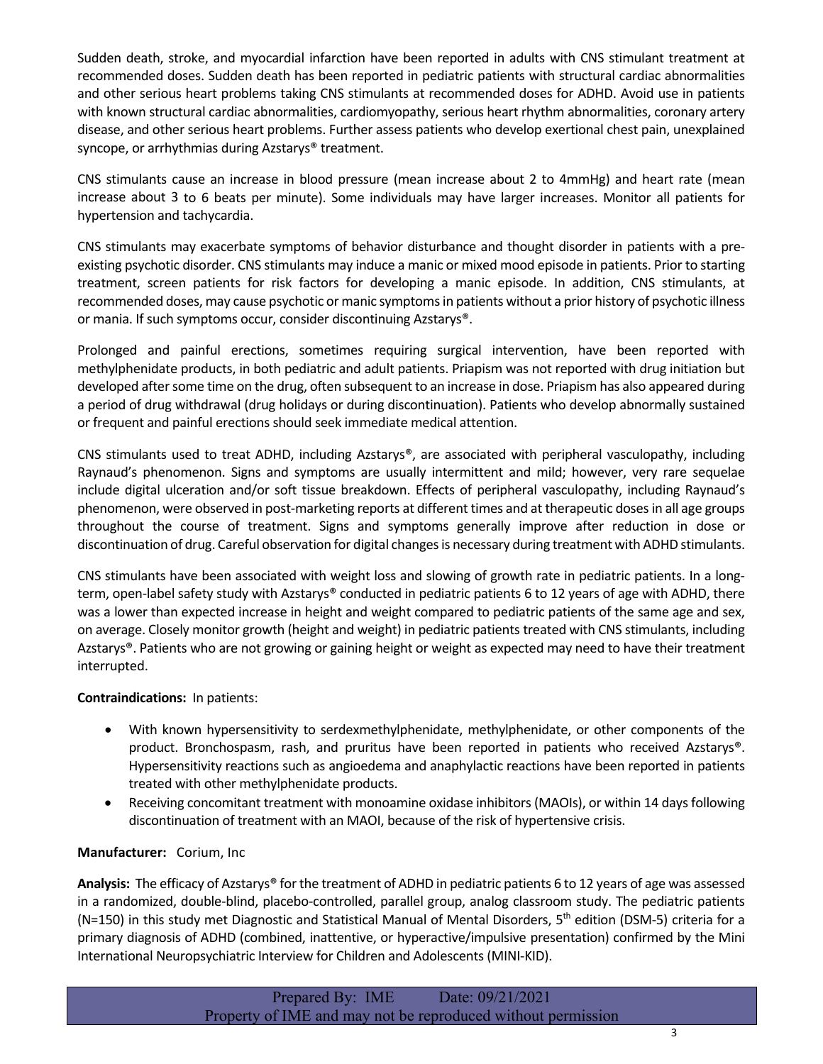Sudden death, stroke, and myocardial infarction have been reported in adults with CNS stimulant treatment at recommended doses. Sudden death has been reported in pediatric patients with structural cardiac abnormalities and other serious heart problems taking CNS stimulants at recommended doses for ADHD. Avoid use in patients with known structural cardiac abnormalities, cardiomyopathy, serious heart rhythm abnormalities, coronary artery disease, and other serious heart problems. Further assess patients who develop exertional chest pain, unexplained syncope, or arrhythmias during Azstarys® treatment.

CNS stimulants cause an increase in blood pressure (mean increase about 2 to 4mmHg) and heart rate (mean increase about 3 to 6 beats per minute). Some individuals may have larger increases. Monitor all patients for hypertension and tachycardia.

CNS stimulants may exacerbate symptoms of behavior disturbance and thought disorder in patients with a pre-existing psychotic disorder. CNS stimulants may induce a manic or mixed mood episode in patients. Prior to starting treatment, screen patients for risk factors for developing a manic episode. In addition, CNS stimulants, at recommended doses, may cause psychotic or manic symptoms in patients without a prior history of psychotic illness or mania. If such symptoms occur, consider discontinuing Azstarys®.

Prolonged and painful erections, sometimes requiring surgical intervention, have been reported with methylphenidate products, in both pediatric and adult patients. Priapism was not reported with drug initiation but developed after some time on the drug, often subsequent to an increase in dose. Priapism has also appeared during a period of drug withdrawal (drug holidays or during discontinuation). Patients who develop abnormally sustained or frequent and painful erections should seek immediate medical attention.

CNS stimulants used to treat ADHD, including Azstarys®, are associated with peripheral vasculopathy, including Raynaud's phenomenon. Signs and symptoms are usually intermittent and mild; however, very rare sequelae include digital ulceration and/or soft tissue breakdown. Effects of peripheral vasculopathy, including Raynaud's phenomenon, were observed in post-marketing reports at different times and at therapeutic doses in all age groups throughout the course of treatment. Signs and symptoms generally improve after reduction in dose or discontinuation of drug. Careful observation for digital changes is necessary during treatment with ADHD stimulants.

CNS stimulants have been associated with weight loss and slowing of growth rate in pediatric patients. In a long-term, open-label safety study with Azstarys® conducted in pediatric patients 6 to 12 years of age with ADHD, there was a lower than expected increase in height and weight compared to pediatric patients of the same age and sex, on average. Closely monitor growth (height and weight) in pediatric patients treated with CNS stimulants, including Azstarys®. Patients who are not growing or gaining height or weight as expected may need to have their treatment interrupted.

**Contraindications:** In patients:

- With known hypersensitivity to serdexmethylphenidate, methylphenidate, or other components of the product. Bronchospasm, rash, and pruritus have been reported in patients who received Azstarys®. Hypersensitivity reactions such as angioedema and anaphylactic reactions have been reported in patients treated with other methylphenidate products.
- Receiving concomitant treatment with monoamine oxidase inhibitors (MAOIs), or within 14 days following discontinuation of treatment with an MAOI, because of the risk of hypertensive crisis.

**Manufacturer:** Corium, Inc

**Analysis:** The efficacy of Azstarys® for the treatment of ADHD in pediatric patients 6 to 12 years of age was assessed in a randomized, double-blind, placebo-controlled, parallel group, analog classroom study. The pediatric patients (N=150) in this study met Diagnostic and Statistical Manual of Mental Disorders, 5th edition (DSM-5) criteria for a primary diagnosis of ADHD (combined, inattentive, or hyperactive/impulsive presentation) confirmed by the Mini International Neuropsychiatric Interview for Children and Adolescents (MINI-KID).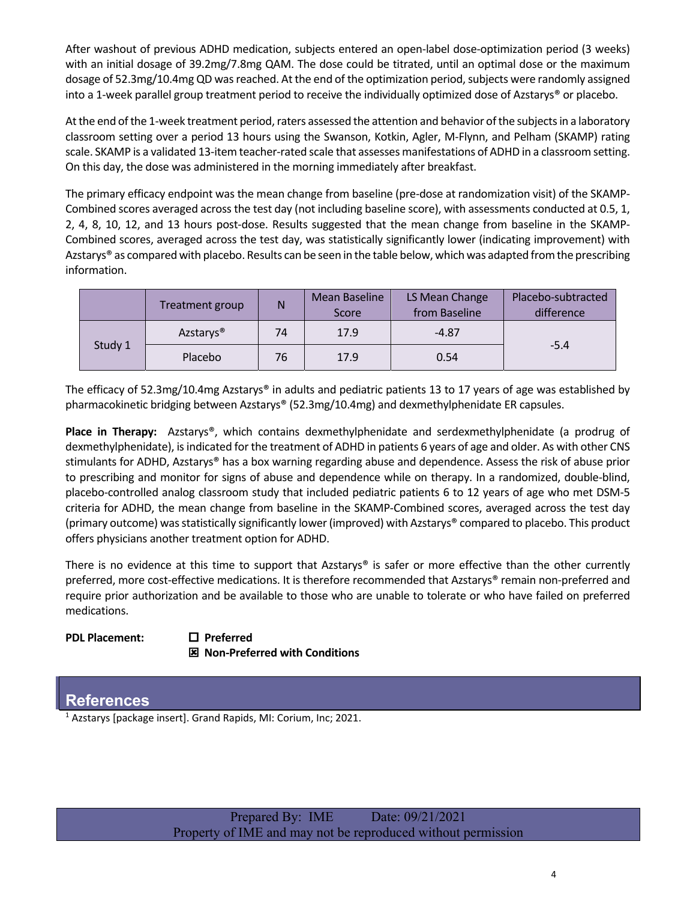After washout of previous ADHD medication, subjects entered an open-label dose-optimization period (3 weeks) with an initial dosage of 39.2mg/7.8mg QAM. The dose could be titrated, until an optimal dose or the maximum dosage of 52.3mg/10.4mg QD was reached. At the end of the optimization period, subjects were randomly assigned into a 1-week parallel group treatment period to receive the individually optimized dose of Azstarys® or placebo.

At the end of the 1-week treatment period, raters assessed the attention and behavior of the subjects in a laboratory classroom setting over a period 13 hours using the Swanson, Kotkin, Agler, M-Flynn, and Pelham (SKAMP) rating scale. SKAMP is a validated 13-item teacher-rated scale that assesses manifestations of ADHD in a classroom setting. On this day, the dose was administered in the morning immediately after breakfast.

The primary efficacy endpoint was the mean change from baseline (pre-dose at randomization visit) of the SKAMP-Combined scores averaged across the test day (not including baseline score), with assessments conducted at 0.5, 1, 2, 4, 8, 10, 12, and 13 hours post-dose. Results suggested that the mean change from baseline in the SKAMP-Combined scores, averaged across the test day, was statistically significantly lower (indicating improvement) with Azstarys® as compared with placebo. Results can be seen in the table below, which was adapted from the prescribing information.

| | Treatment group | N | Mean Baseline Score | LS Mean Change from Baseline | Placebo-subtracted difference |
|---|---|---|---|---|---|
| Study 1 | Azstarys® | 74 | 17.9 | -4.87 | -5.4 |
| | Placebo | 76 | 17.9 | 0.54 | |

The efficacy of 52.3mg/10.4mg Azstarys® in adults and pediatric patients 13 to 17 years of age was established by pharmacokinetic bridging between Azstarys® (52.3mg/10.4mg) and dexmethylphenidate ER capsules.

**Place in Therapy:** Azstarys®, which contains dexmethylphenidate and serdexmethylphenidate (a prodrug of dexmethylphenidate), is indicated for the treatment of ADHD in patients 6 years of age and older. As with other CNS stimulants for ADHD, Azstarys® has a box warning regarding abuse and dependence. Assess the risk of abuse prior to prescribing and monitor for signs of abuse and dependence while on therapy. In a randomized, double-blind, placebo-controlled analog classroom study that included pediatric patients 6 to 12 years of age who met DSM-5 criteria for ADHD, the mean change from baseline in the SKAMP-Combined scores, averaged across the test day (primary outcome) was statistically significantly lower (improved) with Azstarys® compared to placebo. This product offers physicians another treatment option for ADHD.

There is no evidence at this time to support that Azstarys® is safer or more effective than the other currently preferred, more cost-effective medications. It is therefore recommended that Azstarys® remain non-preferred and require prior authorization and be available to those who are unable to tolerate or who have failed on preferred medications.

**PDL Placement:** ☐ **Preferred**
☒ **Non-Preferred with Conditions**

## References

[1] Azstarys [package insert]. Grand Rapids, MI: Corium, Inc; 2021.

Prepared By: IME Date: 09/21/2021
Property of IME and may not be reproduced without permission